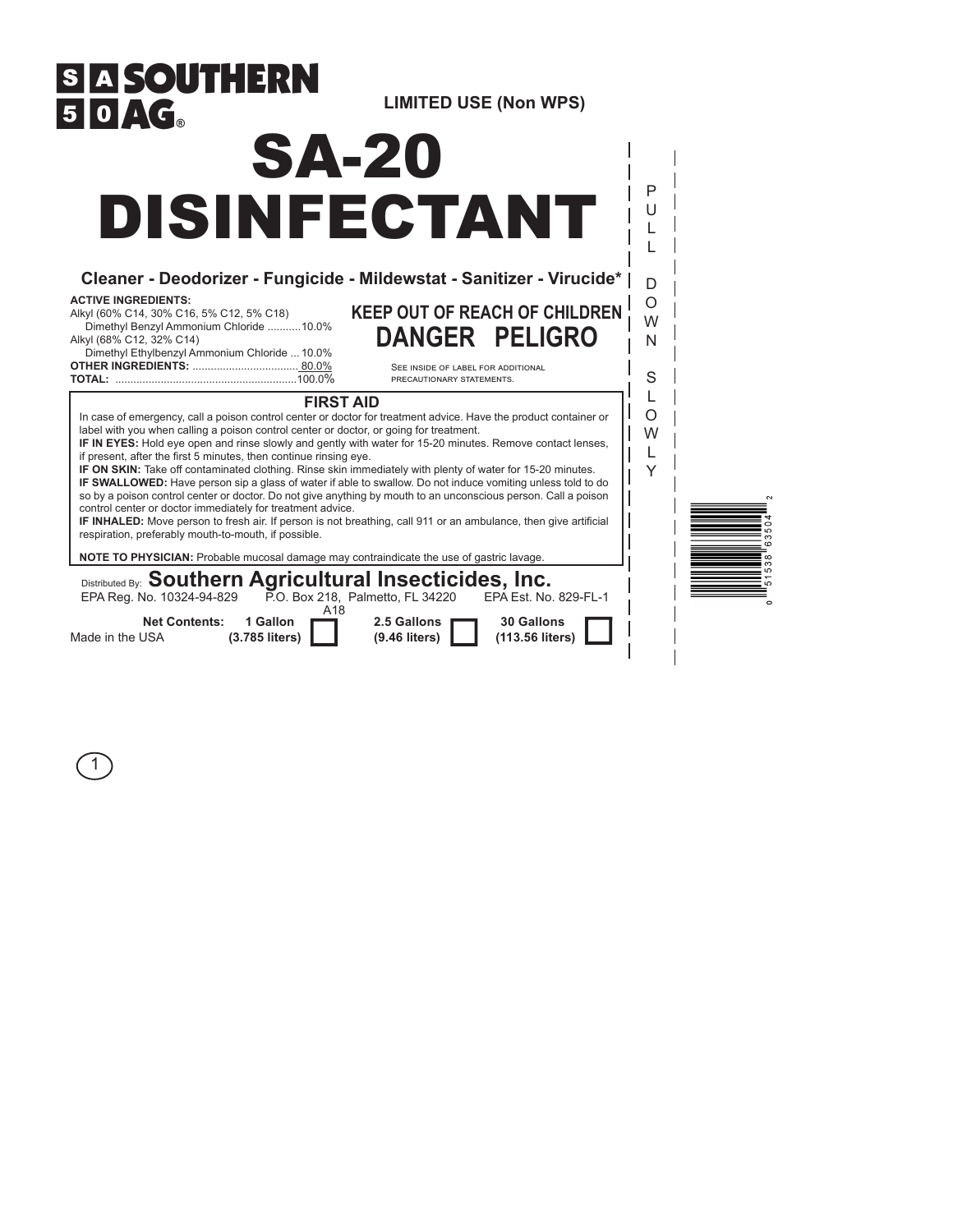SOUTHERN AG®

LIMITED USE (Non WPS)

# SA-20 DISINFECTANT

**Cleaner - Deodorizer - Fungicide - Mildewstat - Sanitizer - Virucide***

**ACTIVE INGREDIENTS:**

| | |
|---|---|
| Alkyl (60% C14, 30% C16, 5% C12, 5% C18) Dimethyl Benzyl Ammonium Chloride | 10.0% |
| Alkyl (68% C12, 32% C14) Dimethyl Ethylbenzyl Ammonium Chloride | 10.0% |
| **OTHER INGREDIENTS:** | 80.0% |
| **TOTAL:** | 100.0% |

## KEEP OUT OF REACH OF CHILDREN
## DANGER PELIGRO

See inside of label for additional precautionary statements.

## FIRST AID

In case of emergency, call a poison control center or doctor for treatment advice. Have the product container or label with you when calling a poison control center or doctor, or going for treatment.

**IF IN EYES:** Hold eye open and rinse slowly and gently with water for 15-20 minutes. Remove contact lenses, if present, after the first 5 minutes, then continue rinsing eye.

**IF ON SKIN:** Take off contaminated clothing. Rinse skin immediately with plenty of water for 15-20 minutes.

**IF SWALLOWED:** Have person sip a glass of water if able to swallow. Do not induce vomiting unless told to do so by a poison control center or doctor. Do not give anything by mouth to an unconscious person. Call a poison control center or doctor immediately for treatment advice.

**IF INHALED:** Move person to fresh air. If person is not breathing, call 911 or an ambulance, then give artificial respiration, preferably mouth-to-mouth, if possible.

**NOTE TO PHYSICIAN:** Probable mucosal damage may contraindicate the use of gastric lavage.

Distributed By: **Southern Agricultural Insecticides, Inc.**

EPA Reg. No. 10324-94-829 P.O. Box 218, Palmetto, FL 34220 EPA Est. No. 829-FL-1

A18

**Net Contents:** **1 Gallon (3.785 liters)** ☐ **2.5 Gallons (9.46 liters)** ☐ **30 Gallons (113.56 liters)** ☐

Made in the USA

PULL DOWN SLOWLY

0 51538 63504 2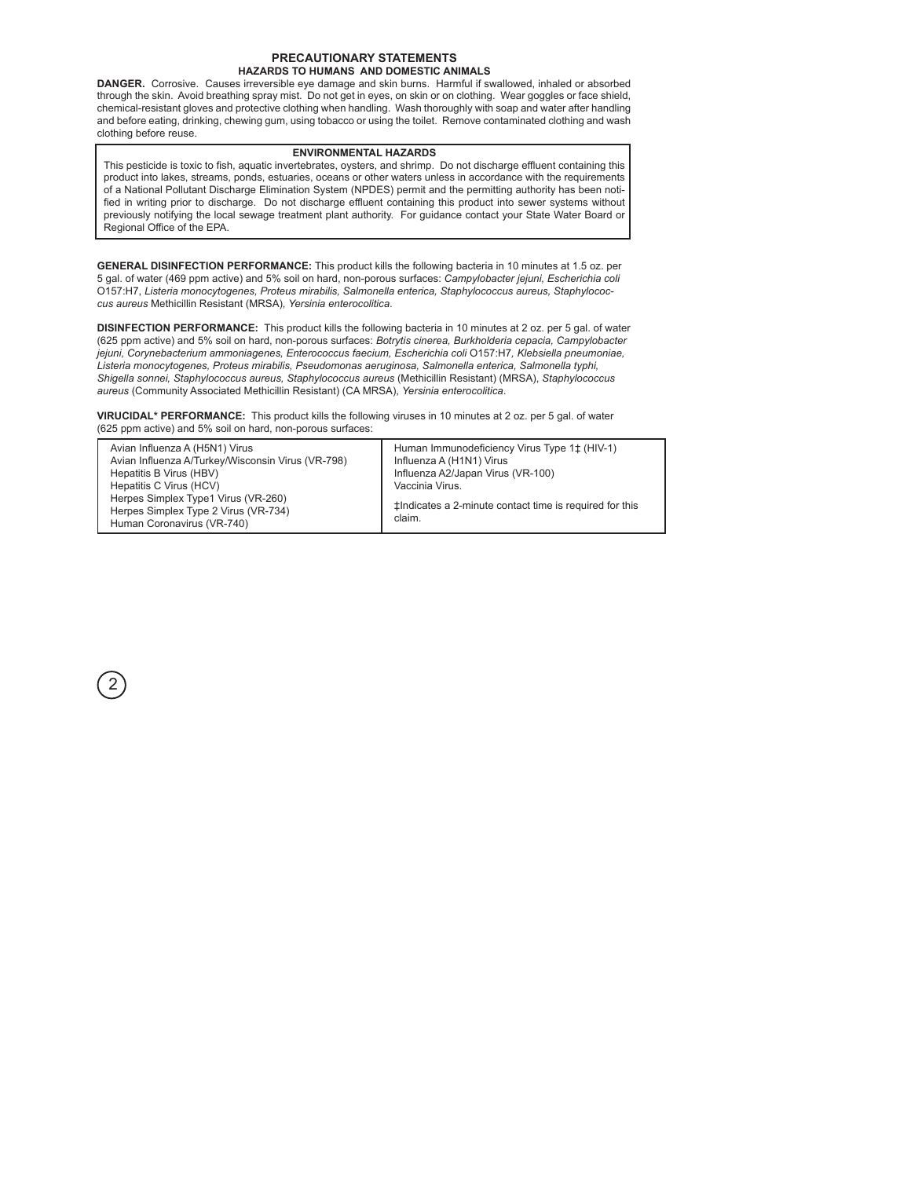## PRECAUTIONARY STATEMENTS

### HAZARDS TO HUMANS AND DOMESTIC ANIMALS

**DANGER.** Corrosive. Causes irreversible eye damage and skin burns. Harmful if swallowed, inhaled or absorbed through the skin. Avoid breathing spray mist. Do not get in eyes, on skin or on clothing. Wear goggles or face shield, chemical-resistant gloves and protective clothing when handling. Wash thoroughly with soap and water after handling and before eating, drinking, chewing gum, using tobacco or using the toilet. Remove contaminated clothing and wash clothing before reuse.

### ENVIRONMENTAL HAZARDS

This pesticide is toxic to fish, aquatic invertebrates, oysters, and shrimp. Do not discharge effluent containing this product into lakes, streams, ponds, estuaries, oceans or other waters unless in accordance with the requirements of a National Pollutant Discharge Elimination System (NPDES) permit and the permitting authority has been notified in writing prior to discharge. Do not discharge effluent containing this product into sewer systems without previously notifying the local sewage treatment plant authority. For guidance contact your State Water Board or Regional Office of the EPA.

**GENERAL DISINFECTION PERFORMANCE:** This product kills the following bacteria in 10 minutes at 1.5 oz. per 5 gal. of water (469 ppm active) and 5% soil on hard, non-porous surfaces: *Campylobacter jejuni, Escherichia coli* O157:H7, *Listeria monocytogenes, Proteus mirabilis, Salmonella enterica, Staphylococcus aureus, Staphylococcus aureus* Methicillin Resistant (MRSA)*, Yersinia enterocolitica*.

**DISINFECTION PERFORMANCE:** This product kills the following bacteria in 10 minutes at 2 oz. per 5 gal. of water (625 ppm active) and 5% soil on hard, non-porous surfaces: *Botrytis cinerea, Burkholderia cepacia, Campylobacter jejuni, Corynebacterium ammoniagenes, Enterococcus faecium, Escherichia coli* O157:H7*, Klebsiella pneumoniae, Listeria monocytogenes, Proteus mirabilis, Pseudomonas aeruginosa, Salmonella enterica, Salmonella typhi, Shigella sonnei, Staphylococcus aureus, Staphylococcus aureus* (Methicillin Resistant) (MRSA), *Staphylococcus aureus* (Community Associated Methicillin Resistant) (CA MRSA), *Yersinia enterocolitica*.

**VIRUCIDAL* PERFORMANCE:** This product kills the following viruses in 10 minutes at 2 oz. per 5 gal. of water (625 ppm active) and 5% soil on hard, non-porous surfaces:

| | |
|---|---|
| Avian Influenza A (H5N1) Virus | Human Immunodeficiency Virus Type 1‡ (HIV-1) |
| Avian Influenza A/Turkey/Wisconsin Virus (VR-798) | Influenza A (H1N1) Virus |
| Hepatitis B Virus (HBV) | Influenza A2/Japan Virus (VR-100) |
| Hepatitis C Virus (HCV) | Vaccinia Virus. |
| Herpes Simplex Type1 Virus (VR-260) | ‡Indicates a 2-minute contact time is required for this claim. |
| Herpes Simplex Type 2 Virus (VR-734) | |
| Human Coronavirus (VR-740) | |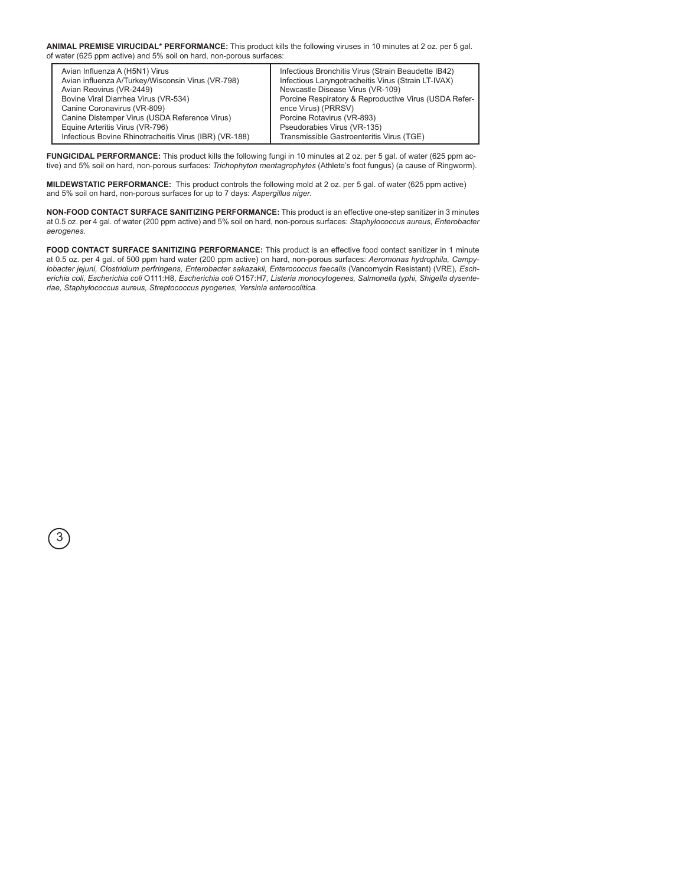**ANIMAL PREMISE VIRUCIDAL* PERFORMANCE:** This product kills the following viruses in 10 minutes at 2 oz. per 5 gal. of water (625 ppm active) and 5% soil on hard, non-porous surfaces:

| | |
|---|---|
| Avian Influenza A (H5N1) Virus | Infectious Bronchitis Virus (Strain Beaudette IB42) |
| Avian influenza A/Turkey/Wisconsin Virus (VR-798) | Infectious Laryngotracheitis Virus (Strain LT-IVAX) |
| Avian Reovirus (VR-2449) | Newcastle Disease Virus (VR-109) |
| Bovine Viral Diarrhea Virus (VR-534) | Porcine Respiratory & Reproductive Virus (USDA Reference Virus) (PRRSV) |
| Canine Coronavirus (VR-809) | Porcine Rotavirus (VR-893) |
| Canine Distemper Virus (USDA Reference Virus) | Pseudorabies Virus (VR-135) |
| Equine Arteritis Virus (VR-796) | Transmissible Gastroenteritis Virus (TGE) |
| Infectious Bovine Rhinotracheitis Virus (IBR) (VR-188) | |

**FUNGICIDAL PERFORMANCE:** This product kills the following fungi in 10 minutes at 2 oz. per 5 gal. of water (625 ppm active) and 5% soil on hard, non-porous surfaces: *Trichophyton mentagrophytes* (Athlete's foot fungus) (a cause of Ringworm).

**MILDEWSTATIC PERFORMANCE:** This product controls the following mold at 2 oz. per 5 gal. of water (625 ppm active) and 5% soil on hard, non-porous surfaces for up to 7 days: *Aspergillus niger.*

**NON-FOOD CONTACT SURFACE SANITIZING PERFORMANCE:** This product is an effective one-step sanitizer in 3 minutes at 0.5 oz. per 4 gal. of water (200 ppm active) and 5% soil on hard, non-porous surfaces: *Staphylococcus aureus, Enterobacter aerogenes.*

**FOOD CONTACT SURFACE SANITIZING PERFORMANCE:** This product is an effective food contact sanitizer in 1 minute at 0.5 oz. per 4 gal. of 500 ppm hard water (200 ppm active) on hard, non-porous surfaces: *Aeromonas hydrophila, Campylobacter jejuni, Clostridium perfringens, Enterobacter sakazakii, Enterococcus faecalis* (Vancomycin Resistant) (VRE), *Escherichia coli, Escherichia coli* O111:H8, *Escherichia coli* O157:H7, *Listeria monocytogenes, Salmonella typhi, Shigella dysenteriae, Staphylococcus aureus, Streptococcus pyogenes, Yersinia enterocolitica.*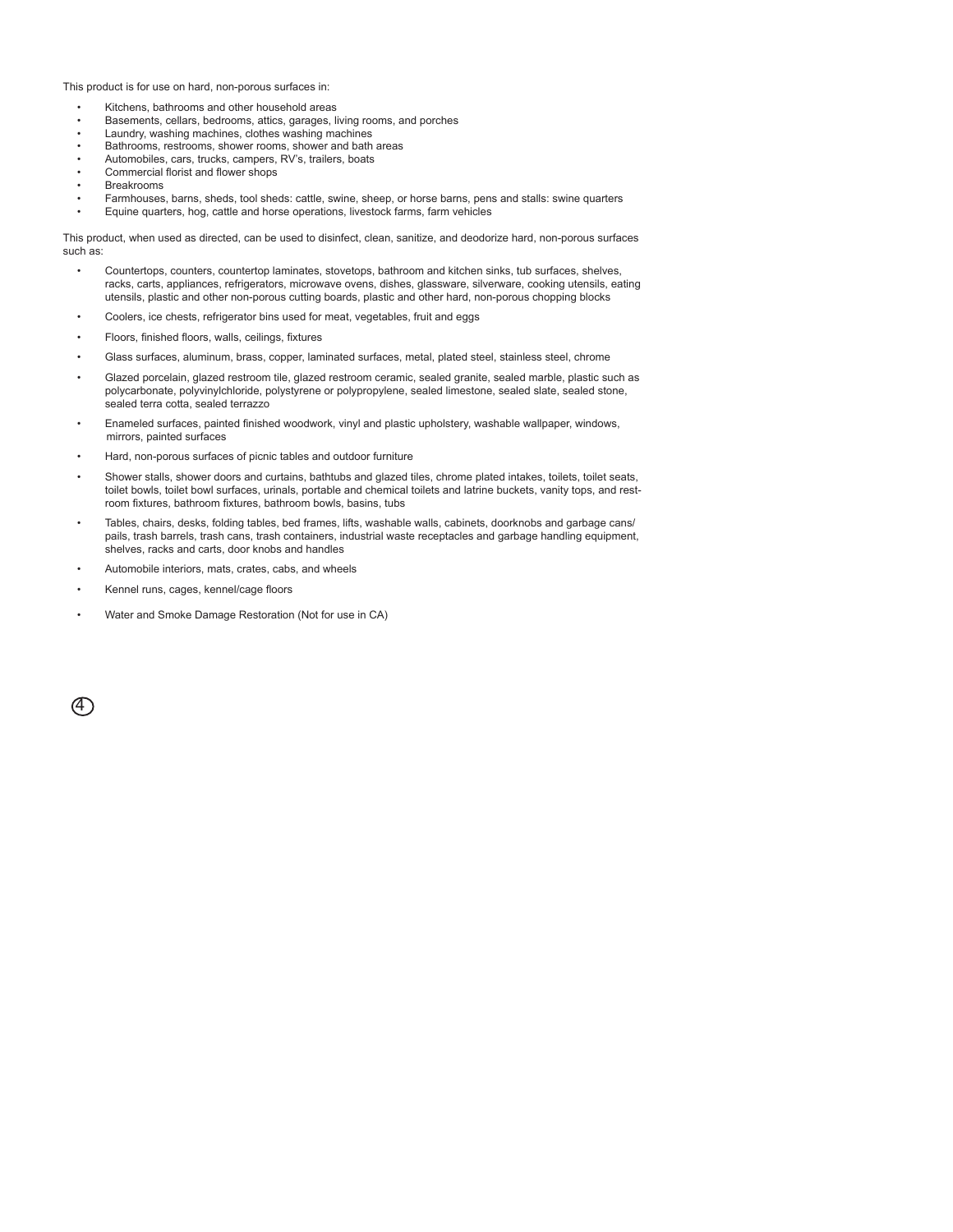This product is for use on hard, non-porous surfaces in:

- Kitchens, bathrooms and other household areas
- Basements, cellars, bedrooms, attics, garages, living rooms, and porches
- Laundry, washing machines, clothes washing machines
- Bathrooms, restrooms, shower rooms, shower and bath areas
- Automobiles, cars, trucks, campers, RV's, trailers, boats
- Commercial florist and flower shops
- Breakrooms
- Farmhouses, barns, sheds, tool sheds: cattle, swine, sheep, or horse barns, pens and stalls: swine quarters
- Equine quarters, hog, cattle and horse operations, livestock farms, farm vehicles

This product, when used as directed, can be used to disinfect, clean, sanitize, and deodorize hard, non-porous surfaces such as:

- Countertops, counters, countertop laminates, stovetops, bathroom and kitchen sinks, tub surfaces, shelves, racks, carts, appliances, refrigerators, microwave ovens, dishes, glassware, silverware, cooking utensils, eating utensils, plastic and other non-porous cutting boards, plastic and other hard, non-porous chopping blocks
- Coolers, ice chests, refrigerator bins used for meat, vegetables, fruit and eggs
- Floors, finished floors, walls, ceilings, fixtures
- Glass surfaces, aluminum, brass, copper, laminated surfaces, metal, plated steel, stainless steel, chrome
- Glazed porcelain, glazed restroom tile, glazed restroom ceramic, sealed granite, sealed marble, plastic such as polycarbonate, polyvinylchloride, polystyrene or polypropylene, sealed limestone, sealed slate, sealed stone, sealed terra cotta, sealed terrazzo
- Enameled surfaces, painted finished woodwork, vinyl and plastic upholstery, washable wallpaper, windows, mirrors, painted surfaces
- Hard, non-porous surfaces of picnic tables and outdoor furniture
- Shower stalls, shower doors and curtains, bathtubs and glazed tiles, chrome plated intakes, toilets, toilet seats, toilet bowls, toilet bowl surfaces, urinals, portable and chemical toilets and latrine buckets, vanity tops, and restroom fixtures, bathroom fixtures, bathroom bowls, basins, tubs
- Tables, chairs, desks, folding tables, bed frames, lifts, washable walls, cabinets, doorknobs and garbage cans/pails, trash barrels, trash cans, trash containers, industrial waste receptacles and garbage handling equipment, shelves, racks and carts, door knobs and handles
- Automobile interiors, mats, crates, cabs, and wheels
- Kennel runs, cages, kennel/cage floors
- Water and Smoke Damage Restoration (Not for use in CA)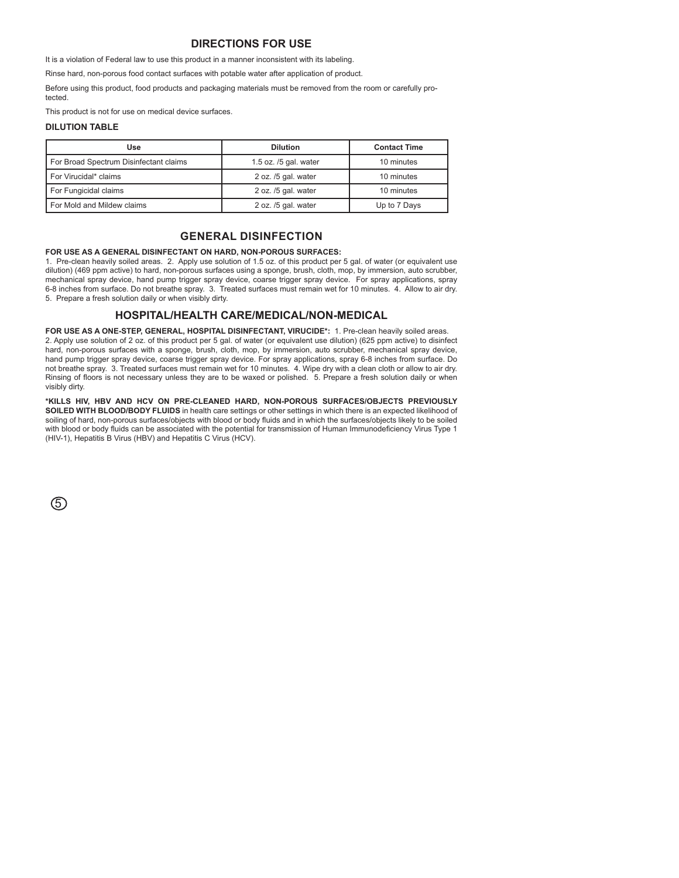## DIRECTIONS FOR USE

It is a violation of Federal law to use this product in a manner inconsistent with its labeling.

Rinse hard, non-porous food contact surfaces with potable water after application of product.

Before using this product, food products and packaging materials must be removed from the room or carefully protected.

This product is not for use on medical device surfaces.

### DILUTION TABLE

| Use | Dilution | Contact Time |
|---|---|---|
| For Broad Spectrum Disinfectant claims | 1.5 oz. /5 gal. water | 10 minutes |
| For Virucidal* claims | 2 oz. /5 gal. water | 10 minutes |
| For Fungicidal claims | 2 oz. /5 gal. water | 10 minutes |
| For Mold and Mildew claims | 2 oz. /5 gal. water | Up to 7 Days |

## GENERAL DISINFECTION

**FOR USE AS A GENERAL DISINFECTANT ON HARD, NON-POROUS SURFACES:**
1. Pre-clean heavily soiled areas. 2. Apply use solution of 1.5 oz. of this product per 5 gal. of water (or equivalent use dilution) (469 ppm active) to hard, non-porous surfaces using a sponge, brush, cloth, mop, by immersion, auto scrubber, mechanical spray device, hand pump trigger spray device, coarse trigger spray device. For spray applications, spray 6-8 inches from surface. Do not breathe spray. 3. Treated surfaces must remain wet for 10 minutes. 4. Allow to air dry. 5. Prepare a fresh solution daily or when visibly dirty.

## HOSPITAL/HEALTH CARE/MEDICAL/NON-MEDICAL

**FOR USE AS A ONE-STEP, GENERAL, HOSPITAL DISINFECTANT, VIRUCIDE*:** 1. Pre-clean heavily soiled areas. 2. Apply use solution of 2 oz. of this product per 5 gal. of water (or equivalent use dilution) (625 ppm active) to disinfect hard, non-porous surfaces with a sponge, brush, cloth, mop, by immersion, auto scrubber, mechanical spray device, hand pump trigger spray device, coarse trigger spray device. For spray applications, spray 6-8 inches from surface. Do not breathe spray. 3. Treated surfaces must remain wet for 10 minutes. 4. Wipe dry with a clean cloth or allow to air dry. Rinsing of floors is not necessary unless they are to be waxed or polished. 5. Prepare a fresh solution daily or when visibly dirty.

**\*KILLS HIV, HBV AND HCV ON PRE-CLEANED HARD, NON-POROUS SURFACES/OBJECTS PREVIOUSLY SOILED WITH BLOOD/BODY FLUIDS** in health care settings or other settings in which there is an expected likelihood of soiling of hard, non-porous surfaces/objects with blood or body fluids and in which the surfaces/objects likely to be soiled with blood or body fluids can be associated with the potential for transmission of Human Immunodeficiency Virus Type 1 (HIV-1), Hepatitis B Virus (HBV) and Hepatitis C Virus (HCV).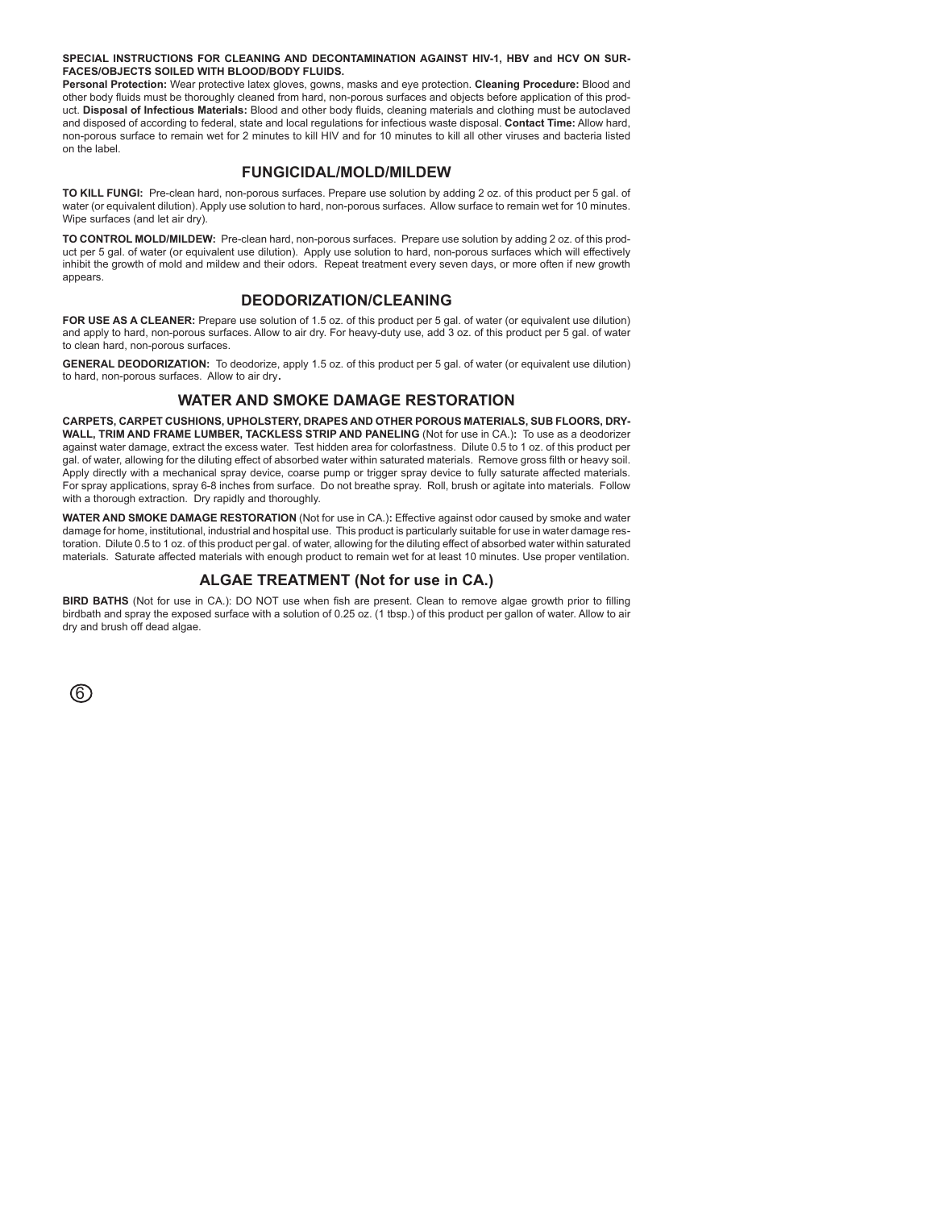**SPECIAL INSTRUCTIONS FOR CLEANING AND DECONTAMINATION AGAINST HIV-1, HBV and HCV ON SURFACES/OBJECTS SOILED WITH BLOOD/BODY FLUIDS.**

**Personal Protection:** Wear protective latex gloves, gowns, masks and eye protection. **Cleaning Procedure:** Blood and other body fluids must be thoroughly cleaned from hard, non-porous surfaces and objects before application of this product. **Disposal of Infectious Materials:** Blood and other body fluids, cleaning materials and clothing must be autoclaved and disposed of according to federal, state and local regulations for infectious waste disposal. **Contact Time:** Allow hard, non-porous surface to remain wet for 2 minutes to kill HIV and for 10 minutes to kill all other viruses and bacteria listed on the label.

## FUNGICIDAL/MOLD/MILDEW

**TO KILL FUNGI:** Pre-clean hard, non-porous surfaces. Prepare use solution by adding 2 oz. of this product per 5 gal. of water (or equivalent dilution). Apply use solution to hard, non-porous surfaces. Allow surface to remain wet for 10 minutes. Wipe surfaces (and let air dry).

**TO CONTROL MOLD/MILDEW:** Pre-clean hard, non-porous surfaces. Prepare use solution by adding 2 oz. of this product per 5 gal. of water (or equivalent use dilution). Apply use solution to hard, non-porous surfaces which will effectively inhibit the growth of mold and mildew and their odors. Repeat treatment every seven days, or more often if new growth appears.

## DEODORIZATION/CLEANING

**FOR USE AS A CLEANER:** Prepare use solution of 1.5 oz. of this product per 5 gal. of water (or equivalent use dilution) and apply to hard, non-porous surfaces. Allow to air dry. For heavy-duty use, add 3 oz. of this product per 5 gal. of water to clean hard, non-porous surfaces.

**GENERAL DEODORIZATION:** To deodorize, apply 1.5 oz. of this product per 5 gal. of water (or equivalent use dilution) to hard, non-porous surfaces. Allow to air dry.

## WATER AND SMOKE DAMAGE RESTORATION

**CARPETS, CARPET CUSHIONS, UPHOLSTERY, DRAPES AND OTHER POROUS MATERIALS, SUB FLOORS, DRYWALL, TRIM AND FRAME LUMBER, TACKLESS STRIP AND PANELING** (Not for use in CA.)**:** To use as a deodorizer against water damage, extract the excess water. Test hidden area for colorfastness. Dilute 0.5 to 1 oz. of this product per gal. of water, allowing for the diluting effect of absorbed water within saturated materials. Remove gross filth or heavy soil. Apply directly with a mechanical spray device, coarse pump or trigger spray device to fully saturate affected materials. For spray applications, spray 6-8 inches from surface. Do not breathe spray. Roll, brush or agitate into materials. Follow with a thorough extraction. Dry rapidly and thoroughly.

**WATER AND SMOKE DAMAGE RESTORATION** (Not for use in CA.)**:** Effective against odor caused by smoke and water damage for home, institutional, industrial and hospital use. This product is particularly suitable for use in water damage restoration. Dilute 0.5 to 1 oz. of this product per gal. of water, allowing for the diluting effect of absorbed water within saturated materials. Saturate affected materials with enough product to remain wet for at least 10 minutes. Use proper ventilation.

## ALGAE TREATMENT (Not for use in CA.)

**BIRD BATHS** (Not for use in CA.): DO NOT use when fish are present. Clean to remove algae growth prior to filling birdbath and spray the exposed surface with a solution of 0.25 oz. (1 tbsp.) of this product per gallon of water. Allow to air dry and brush off dead algae.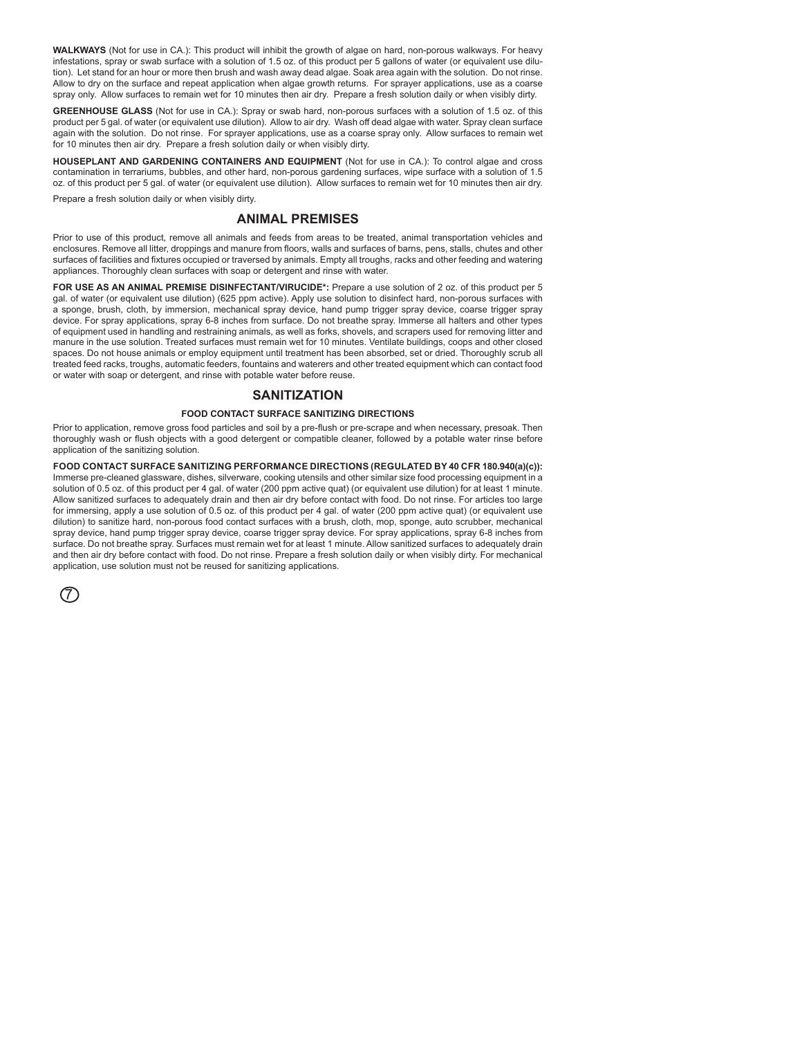**WALKWAYS** (Not for use in CA.): This product will inhibit the growth of algae on hard, non-porous walkways. For heavy infestations, spray or swab surface with a solution of 1.5 oz. of this product per 5 gallons of water (or equivalent use dilution). Let stand for an hour or more then brush and wash away dead algae. Soak area again with the solution. Do not rinse. Allow to dry on the surface and repeat application when algae growth returns. For sprayer applications, use as a coarse spray only. Allow surfaces to remain wet for 10 minutes then air dry. Prepare a fresh solution daily or when visibly dirty.

**GREENHOUSE GLASS** (Not for use in CA.): Spray or swab hard, non-porous surfaces with a solution of 1.5 oz. of this product per 5 gal. of water (or equivalent use dilution). Allow to air dry. Wash off dead algae with water. Spray clean surface again with the solution. Do not rinse. For sprayer applications, use as a coarse spray only. Allow surfaces to remain wet for 10 minutes then air dry. Prepare a fresh solution daily or when visibly dirty.

**HOUSEPLANT AND GARDENING CONTAINERS AND EQUIPMENT** (Not for use in CA.): To control algae and cross contamination in terrariums, bubbles, and other hard, non-porous gardening surfaces, wipe surface with a solution of 1.5 oz. of this product per 5 gal. of water (or equivalent use dilution). Allow surfaces to remain wet for 10 minutes then air dry.

Prepare a fresh solution daily or when visibly dirty.

## ANIMAL PREMISES

Prior to use of this product, remove all animals and feeds from areas to be treated, animal transportation vehicles and enclosures. Remove all litter, droppings and manure from floors, walls and surfaces of barns, pens, stalls, chutes and other surfaces of facilities and fixtures occupied or traversed by animals. Empty all troughs, racks and other feeding and watering appliances. Thoroughly clean surfaces with soap or detergent and rinse with water.

**FOR USE AS AN ANIMAL PREMISE DISINFECTANT/VIRUCIDE*:** Prepare a use solution of 2 oz. of this product per 5 gal. of water (or equivalent use dilution) (625 ppm active). Apply use solution to disinfect hard, non-porous surfaces with a sponge, brush, cloth, by immersion, mechanical spray device, hand pump trigger spray device, coarse trigger spray device. For spray applications, spray 6-8 inches from surface. Do not breathe spray. Immerse all halters and other types of equipment used in handling and restraining animals, as well as forks, shovels, and scrapers used for removing litter and manure in the use solution. Treated surfaces must remain wet for 10 minutes. Ventilate buildings, coops and other closed spaces. Do not house animals or employ equipment until treatment has been absorbed, set or dried. Thoroughly scrub all treated feed racks, troughs, automatic feeders, fountains and waterers and other treated equipment which can contact food or water with soap or detergent, and rinse with potable water before reuse.

## SANITIZATION

### FOOD CONTACT SURFACE SANITIZING DIRECTIONS

Prior to application, remove gross food particles and soil by a pre-flush or pre-scrape and when necessary, presoak. Then thoroughly wash or flush objects with a good detergent or compatible cleaner, followed by a potable water rinse before application of the sanitizing solution.

**FOOD CONTACT SURFACE SANITIZING PERFORMANCE DIRECTIONS (REGULATED BY 40 CFR 180.940(a)(c)):** Immerse pre-cleaned glassware, dishes, silverware, cooking utensils and other similar size food processing equipment in a solution of 0.5 oz. of this product per 4 gal. of water (200 ppm active quat) (or equivalent use dilution) for at least 1 minute. Allow sanitized surfaces to adequately drain and then air dry before contact with food. Do not rinse. For articles too large for immersing, apply a use solution of 0.5 oz. of this product per 4 gal. of water (200 ppm active quat) (or equivalent use dilution) to sanitize hard, non-porous food contact surfaces with a brush, cloth, mop, sponge, auto scrubber, mechanical spray device, hand pump trigger spray device, coarse trigger spray device. For spray applications, spray 6-8 inches from surface. Do not breathe spray. Surfaces must remain wet for at least 1 minute. Allow sanitized surfaces to adequately drain and then air dry before contact with food. Do not rinse. Prepare a fresh solution daily or when visibly dirty. For mechanical application, use solution must not be reused for sanitizing applications.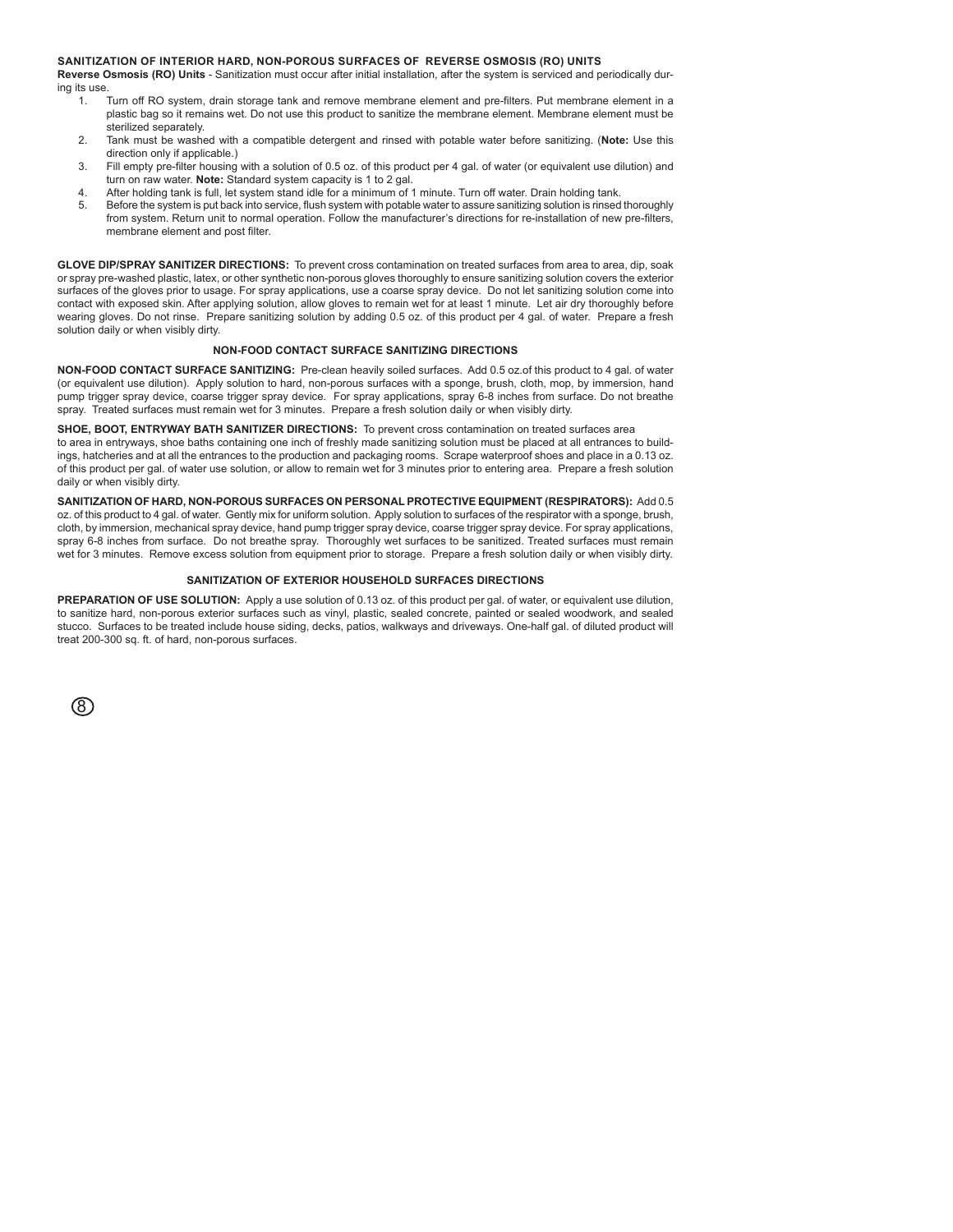**SANITIZATION OF INTERIOR HARD, NON-POROUS SURFACES OF REVERSE OSMOSIS (RO) UNITS**

**Reverse Osmosis (RO) Units** - Sanitization must occur after initial installation, after the system is serviced and periodically during its use.

1. Turn off RO system, drain storage tank and remove membrane element and pre-filters. Put membrane element in a plastic bag so it remains wet. Do not use this product to sanitize the membrane element. Membrane element must be sterilized separately.
2. Tank must be washed with a compatible detergent and rinsed with potable water before sanitizing. (**Note:** Use this direction only if applicable.)
3. Fill empty pre-filter housing with a solution of 0.5 oz. of this product per 4 gal. of water (or equivalent use dilution) and turn on raw water. **Note:** Standard system capacity is 1 to 2 gal.
4. After holding tank is full, let system stand idle for a minimum of 1 minute. Turn off water. Drain holding tank.
5. Before the system is put back into service, flush system with potable water to assure sanitizing solution is rinsed thoroughly from system. Return unit to normal operation. Follow the manufacturer's directions for re-installation of new pre-filters, membrane element and post filter.

**GLOVE DIP/SPRAY SANITIZER DIRECTIONS:** To prevent cross contamination on treated surfaces from area to area, dip, soak or spray pre-washed plastic, latex, or other synthetic non-porous gloves thoroughly to ensure sanitizing solution covers the exterior surfaces of the gloves prior to usage. For spray applications, use a coarse spray device. Do not let sanitizing solution come into contact with exposed skin. After applying solution, allow gloves to remain wet for at least 1 minute. Let air dry thoroughly before wearing gloves. Do not rinse. Prepare sanitizing solution by adding 0.5 oz. of this product per 4 gal. of water. Prepare a fresh solution daily or when visibly dirty.

**NON-FOOD CONTACT SURFACE SANITIZING DIRECTIONS**

**NON-FOOD CONTACT SURFACE SANITIZING:** Pre-clean heavily soiled surfaces. Add 0.5 oz.of this product to 4 gal. of water (or equivalent use dilution). Apply solution to hard, non-porous surfaces with a sponge, brush, cloth, mop, by immersion, hand pump trigger spray device, coarse trigger spray device. For spray applications, spray 6-8 inches from surface. Do not breathe spray. Treated surfaces must remain wet for 3 minutes. Prepare a fresh solution daily or when visibly dirty.

**SHOE, BOOT, ENTRYWAY BATH SANITIZER DIRECTIONS:** To prevent cross contamination on treated surfaces area to area in entryways, shoe baths containing one inch of freshly made sanitizing solution must be placed at all entrances to buildings, hatcheries and at all the entrances to the production and packaging rooms. Scrape waterproof shoes and place in a 0.13 oz. of this product per gal. of water use solution, or allow to remain wet for 3 minutes prior to entering area. Prepare a fresh solution daily or when visibly dirty.

**SANITIZATION OF HARD, NON-POROUS SURFACES ON PERSONAL PROTECTIVE EQUIPMENT (RESPIRATORS):** Add 0.5 oz. of this product to 4 gal. of water. Gently mix for uniform solution. Apply solution to surfaces of the respirator with a sponge, brush, cloth, by immersion, mechanical spray device, hand pump trigger spray device, coarse trigger spray device. For spray applications, spray 6-8 inches from surface. Do not breathe spray. Thoroughly wet surfaces to be sanitized. Treated surfaces must remain wet for 3 minutes. Remove excess solution from equipment prior to storage. Prepare a fresh solution daily or when visibly dirty.

**SANITIZATION OF EXTERIOR HOUSEHOLD SURFACES DIRECTIONS**

**PREPARATION OF USE SOLUTION:** Apply a use solution of 0.13 oz. of this product per gal. of water, or equivalent use dilution, to sanitize hard, non-porous exterior surfaces such as vinyl, plastic, sealed concrete, painted or sealed woodwork, and sealed stucco. Surfaces to be treated include house siding, decks, patios, walkways and driveways. One-half gal. of diluted product will treat 200-300 sq. ft. of hard, non-porous surfaces.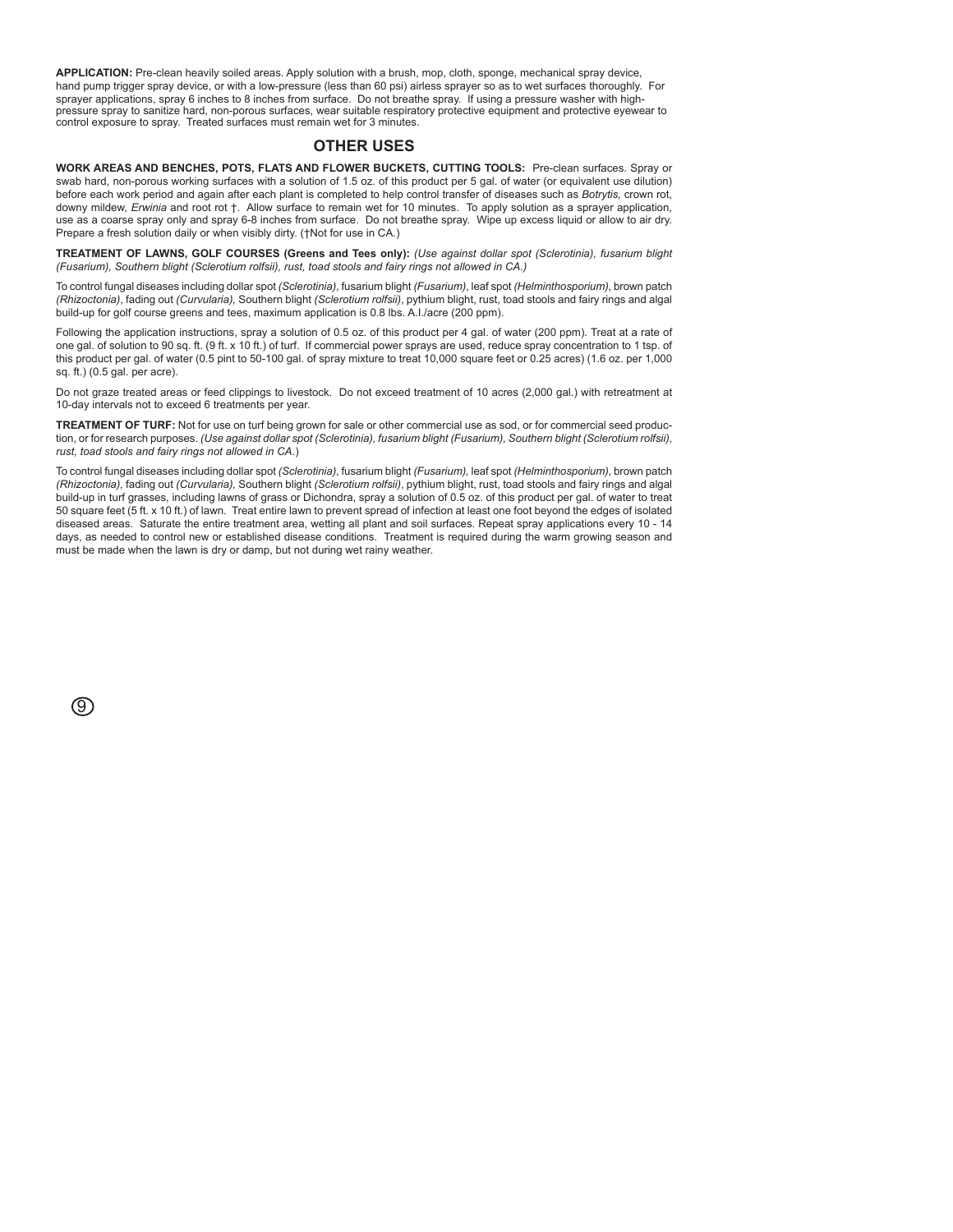**APPLICATION:** Pre-clean heavily soiled areas. Apply solution with a brush, mop, cloth, sponge, mechanical spray device, hand pump trigger spray device, or with a low-pressure (less than 60 psi) airless sprayer so as to wet surfaces thoroughly. For sprayer applications, spray 6 inches to 8 inches from surface. Do not breathe spray. If using a pressure washer with high-pressure spray to sanitize hard, non-porous surfaces, wear suitable respiratory protective equipment and protective eyewear to control exposure to spray. Treated surfaces must remain wet for 3 minutes.

## OTHER USES

**WORK AREAS AND BENCHES, POTS, FLATS AND FLOWER BUCKETS, CUTTING TOOLS:** Pre-clean surfaces. Spray or swab hard, non-porous working surfaces with a solution of 1.5 oz. of this product per 5 gal. of water (or equivalent use dilution) before each work period and again after each plant is completed to help control transfer of diseases such as *Botrytis,* crown rot, downy mildew, *Erwinia* and root rot †. Allow surface to remain wet for 10 minutes. To apply solution as a sprayer application, use as a coarse spray only and spray 6-8 inches from surface. Do not breathe spray. Wipe up excess liquid or allow to air dry. Prepare a fresh solution daily or when visibly dirty. (†Not for use in CA.)

**TREATMENT OF LAWNS, GOLF COURSES (Greens and Tees only):** *(Use against dollar spot (Sclerotinia), fusarium blight (Fusarium), Southern blight (Sclerotium rolfsii), rust, toad stools and fairy rings not allowed in CA.)*

To control fungal diseases including dollar spot *(Sclerotinia)*, fusarium blight *(Fusarium)*, leaf spot *(Helminthosporium)*, brown patch *(Rhizoctonia)*, fading out *(Curvularia),* Southern blight *(Sclerotium rolfsii)*, pythium blight, rust, toad stools and fairy rings and algal build-up for golf course greens and tees, maximum application is 0.8 lbs. A.I./acre (200 ppm).

Following the application instructions, spray a solution of 0.5 oz. of this product per 4 gal. of water (200 ppm). Treat at a rate of one gal. of solution to 90 sq. ft. (9 ft. x 10 ft.) of turf. If commercial power sprays are used, reduce spray concentration to 1 tsp. of this product per gal. of water (0.5 pint to 50-100 gal. of spray mixture to treat 10,000 square feet or 0.25 acres) (1.6 oz. per 1,000 sq. ft.) (0.5 gal. per acre).

Do not graze treated areas or feed clippings to livestock. Do not exceed treatment of 10 acres (2,000 gal.) with retreatment at 10-day intervals not to exceed 6 treatments per year.

**TREATMENT OF TURF:** Not for use on turf being grown for sale or other commercial use as sod, or for commercial seed production, or for research purposes. *(Use against dollar spot (Sclerotinia), fusarium blight (Fusarium), Southern blight (Sclerotium rolfsii), rust, toad stools and fairy rings not allowed in CA.*)

To control fungal diseases including dollar spot *(Sclerotinia)*, fusarium blight *(Fusarium),* leaf spot *(Helminthosporium)*, brown patch *(Rhizoctonia),* fading out *(Curvularia),* Southern blight *(Sclerotium rolfsii)*, pythium blight, rust, toad stools and fairy rings and algal build-up in turf grasses, including lawns of grass or Dichondra, spray a solution of 0.5 oz. of this product per gal. of water to treat 50 square feet (5 ft. x 10 ft.) of lawn. Treat entire lawn to prevent spread of infection at least one foot beyond the edges of isolated diseased areas. Saturate the entire treatment area, wetting all plant and soil surfaces. Repeat spray applications every 10 - 14 days, as needed to control new or established disease conditions. Treatment is required during the warm growing season and must be made when the lawn is dry or damp, but not during wet rainy weather.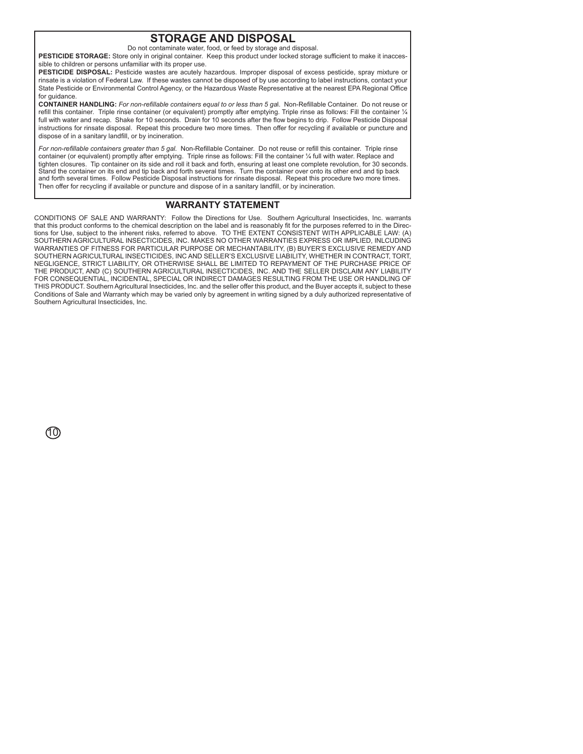## STORAGE AND DISPOSAL

Do not contaminate water, food, or feed by storage and disposal.

**PESTICIDE STORAGE:** Store only in original container. Keep this product under locked storage sufficient to make it inaccessible to children or persons unfamiliar with its proper use.

**PESTICIDE DISPOSAL:** Pesticide wastes are acutely hazardous. Improper disposal of excess pesticide, spray mixture or rinsate is a violation of Federal Law. If these wastes cannot be disposed of by use according to label instructions, contact your State Pesticide or Environmental Control Agency, or the Hazardous Waste Representative at the nearest EPA Regional Office for guidance.

**CONTAINER HANDLING:** *For non-refillable containers equal to or less than 5 gal.* Non-Refillable Container. Do not reuse or refill this container. Triple rinse container (or equivalent) promptly after emptying. Triple rinse as follows: Fill the container ¼ full with water and recap. Shake for 10 seconds. Drain for 10 seconds after the flow begins to drip. Follow Pesticide Disposal instructions for rinsate disposal. Repeat this procedure two more times. Then offer for recycling if available or puncture and dispose of in a sanitary landfill, or by incineration.

*For non-refillable containers greater than 5 gal.* Non-Refillable Container. Do not reuse or refill this container. Triple rinse container (or equivalent) promptly after emptying. Triple rinse as follows: Fill the container ¼ full with water. Replace and tighten closures. Tip container on its side and roll it back and forth, ensuring at least one complete revolution, for 30 seconds. Stand the container on its end and tip back and forth several times. Turn the container over onto its other end and tip back and forth several times. Follow Pesticide Disposal instructions for rinsate disposal. Repeat this procedure two more times. Then offer for recycling if available or puncture and dispose of in a sanitary landfill, or by incineration.

## WARRANTY STATEMENT

CONDITIONS OF SALE AND WARRANTY: Follow the Directions for Use. Southern Agricultural Insecticides, Inc. warrants that this product conforms to the chemical description on the label and is reasonably fit for the purposes referred to in the Directions for Use, subject to the inherent risks, referred to above. TO THE EXTENT CONSISTENT WITH APPLICABLE LAW: (A) SOUTHERN AGRICULTURAL INSECTICIDES, INC. MAKES NO OTHER WARRANTIES EXPRESS OR IMPLIED, INLCUDING WARRANTIES OF FITNESS FOR PARTICULAR PURPOSE OR MECHANTABILITY, (B) BUYER'S EXCLUSIVE REMEDY AND SOUTHERN AGRICULTURAL INSECTICIDES, INC AND SELLER'S EXCLUSIVE LIABILITY, WHETHER IN CONTRACT, TORT, NEGLIGENCE, STRICT LIABILITY, OR OTHERWISE SHALL BE LIMITED TO REPAYMENT OF THE PURCHASE PRICE OF THE PRODUCT, AND (C) SOUTHERN AGRICULTURAL INSECTICIDES, INC. AND THE SELLER DISCLAIM ANY LIABILITY FOR CONSEQUENTIAL, INCIDENTAL, SPECIAL OR INDIRECT DAMAGES RESULTING FROM THE USE OR HANDLING OF THIS PRODUCT. Southern Agricultural Insecticides, Inc. and the seller offer this product, and the Buyer accepts it, subject to these Conditions of Sale and Warranty which may be varied only by agreement in writing signed by a duly authorized representative of Southern Agricultural Insecticides, Inc.